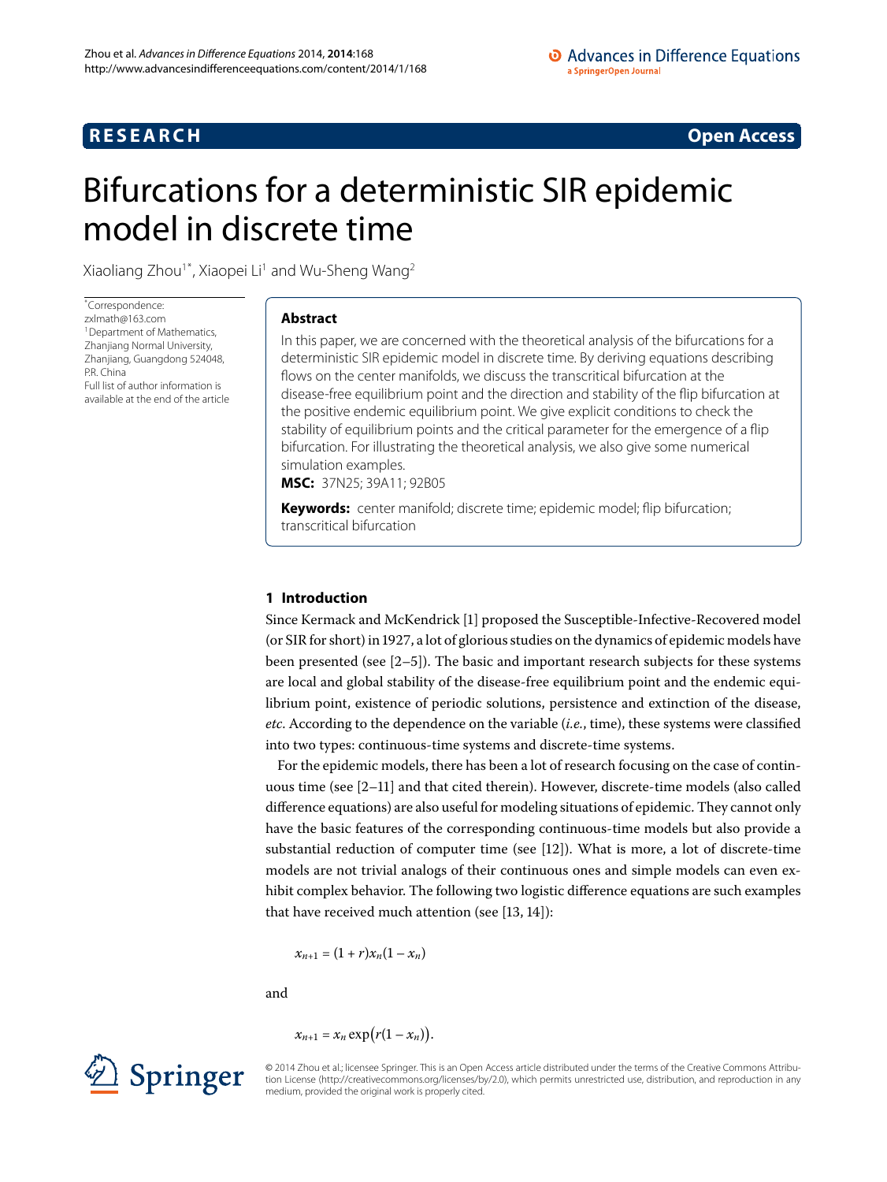**RESEARCH** **Open Access**

# Bifurcations for a deterministic SIR epidemic model in discrete time

Xiaoliang Zhou[1*], Xiaopei Li[1] and Wu-Sheng Wang[2]

*Correspondence: zxlmath@163.com
[1]Department of Mathematics, Zhanjiang Normal University, Zhanjiang, Guangdong 524048, P.R. China
Full list of author information is available at the end of the article

## Abstract

In this paper, we are concerned with the theoretical analysis of the bifurcations for a deterministic SIR epidemic model in discrete time. By deriving equations describing flows on the center manifolds, we discuss the transcritical bifurcation at the disease-free equilibrium point and the direction and stability of the flip bifurcation at the positive endemic equilibrium point. We give explicit conditions to check the stability of equilibrium points and the critical parameter for the emergence of a flip bifurcation. For illustrating the theoretical analysis, we also give some numerical simulation examples.

**MSC:** 37N25; 39A11; 92B05

**Keywords:** center manifold; discrete time; epidemic model; flip bifurcation; transcritical bifurcation

## 1 Introduction

Since Kermack and McKendrick [1] proposed the Susceptible-Infective-Recovered model (or SIR for short) in 1927, a lot of glorious studies on the dynamics of epidemic models have been presented (see [2–5]). The basic and important research subjects for these systems are local and global stability of the disease-free equilibrium point and the endemic equilibrium point, existence of periodic solutions, persistence and extinction of the disease, *etc*. According to the dependence on the variable (*i.e.*, time), these systems were classified into two types: continuous-time systems and discrete-time systems.

For the epidemic models, there has been a lot of research focusing on the case of continuous time (see [2–11] and that cited therein). However, discrete-time models (also called difference equations) are also useful for modeling situations of epidemic. They cannot only have the basic features of the corresponding continuous-time models but also provide a substantial reduction of computer time (see [12]). What is more, a lot of discrete-time models are not trivial analogs of their continuous ones and simple models can even exhibit complex behavior. The following two logistic difference equations are such examples that have received much attention (see [13, 14]):

$$x_{n+1} = (1+r)x_n(1-x_n)$$

and

$$x_{n+1} = x_n \exp\bigl(r(1-x_n)\bigr).$$

© 2014 Zhou et al.; licensee Springer. This is an Open Access article distributed under the terms of the Creative Commons Attribution License (http://creativecommons.org/licenses/by/2.0), which permits unrestricted use, distribution, and reproduction in any medium, provided the original work is properly cited.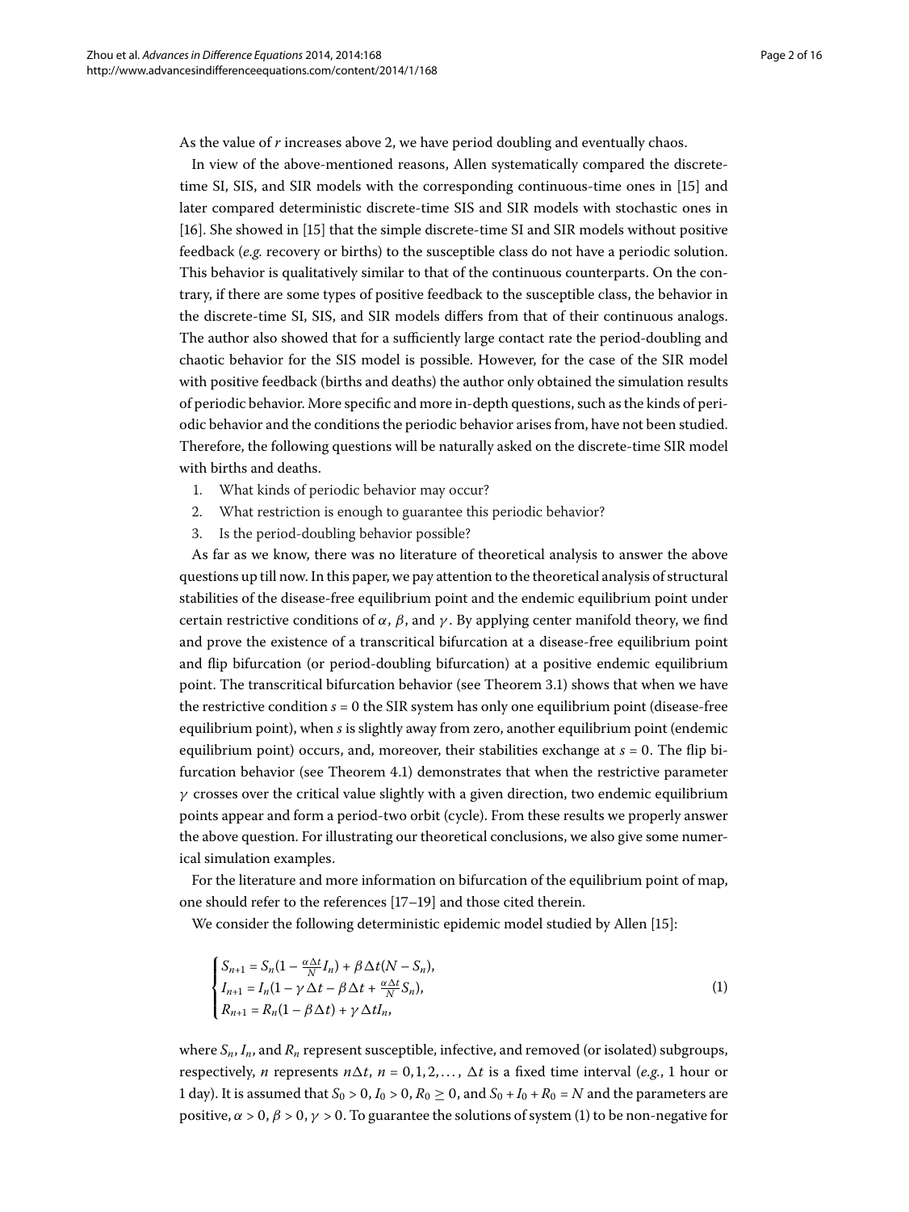As the value of $r$ increases above 2, we have period doubling and eventually chaos.

In view of the above-mentioned reasons, Allen systematically compared the discrete-time SI, SIS, and SIR models with the corresponding continuous-time ones in [15] and later compared deterministic discrete-time SIS and SIR models with stochastic ones in [16]. She showed in [15] that the simple discrete-time SI and SIR models without positive feedback (*e.g.* recovery or births) to the susceptible class do not have a periodic solution. This behavior is qualitatively similar to that of the continuous counterparts. On the contrary, if there are some types of positive feedback to the susceptible class, the behavior in the discrete-time SI, SIS, and SIR models differs from that of their continuous analogs. The author also showed that for a sufficiently large contact rate the period-doubling and chaotic behavior for the SIS model is possible. However, for the case of the SIR model with positive feedback (births and deaths) the author only obtained the simulation results of periodic behavior. More specific and more in-depth questions, such as the kinds of periodic behavior and the conditions the periodic behavior arises from, have not been studied. Therefore, the following questions will be naturally asked on the discrete-time SIR model with births and deaths.

1. What kinds of periodic behavior may occur?
2. What restriction is enough to guarantee this periodic behavior?
3. Is the period-doubling behavior possible?

As far as we know, there was no literature of theoretical analysis to answer the above questions up till now. In this paper, we pay attention to the theoretical analysis of structural stabilities of the disease-free equilibrium point and the endemic equilibrium point under certain restrictive conditions of $\alpha$, $\beta$, and $\gamma$. By applying center manifold theory, we find and prove the existence of a transcritical bifurcation at a disease-free equilibrium point and flip bifurcation (or period-doubling bifurcation) at a positive endemic equilibrium point. The transcritical bifurcation behavior (see Theorem 3.1) shows that when we have the restrictive condition $s = 0$ the SIR system has only one equilibrium point (disease-free equilibrium point), when $s$ is slightly away from zero, another equilibrium point (endemic equilibrium point) occurs, and, moreover, their stabilities exchange at $s = 0$. The flip bifurcation behavior (see Theorem 4.1) demonstrates that when the restrictive parameter $\gamma$ crosses over the critical value slightly with a given direction, two endemic equilibrium points appear and form a period-two orbit (cycle). From these results we properly answer the above question. For illustrating our theoretical conclusions, we also give some numerical simulation examples.

For the literature and more information on bifurcation of the equilibrium point of map, one should refer to the references [17–19] and those cited therein.

We consider the following deterministic epidemic model studied by Allen [15]:

$$
\begin{cases}
S_{n+1} = S_n(1 - \frac{\alpha \Delta t}{N} I_n) + \beta \Delta t (N - S_n), \\
I_{n+1} = I_n(1 - \gamma \Delta t - \beta \Delta t + \frac{\alpha \Delta t}{N} S_n), \\
R_{n+1} = R_n(1 - \beta \Delta t) + \gamma \Delta t I_n,
\end{cases}
\tag{1}
$$

where $S_n$, $I_n$, and $R_n$ represent susceptible, infective, and removed (or isolated) subgroups, respectively, $n$ represents $n\Delta t$, $n = 0, 1, 2, \ldots$, $\Delta t$ is a fixed time interval (*e.g.*, 1 hour or 1 day). It is assumed that $S_0 > 0$, $I_0 > 0$, $R_0 \geq 0$, and $S_0 + I_0 + R_0 = N$ and the parameters are positive, $\alpha > 0$, $\beta > 0$, $\gamma > 0$. To guarantee the solutions of system (1) to be non-negative for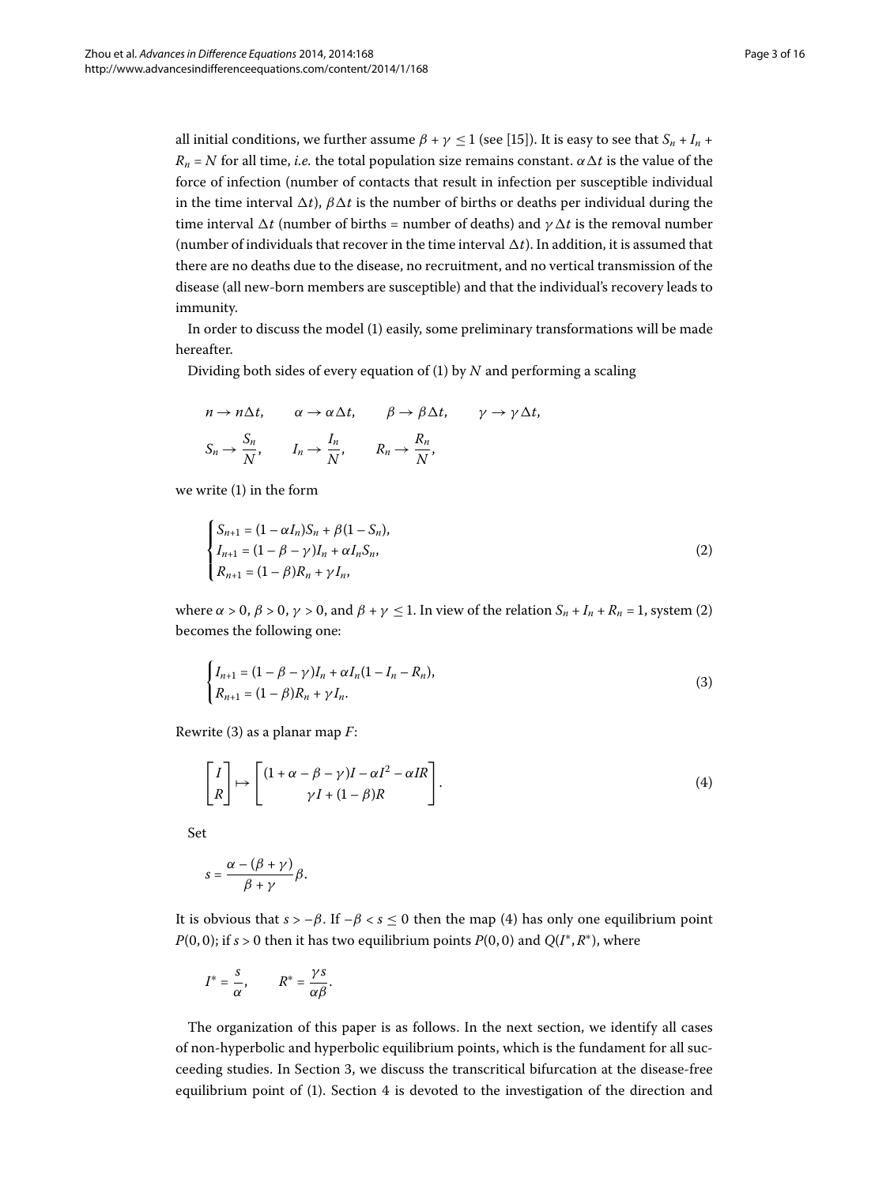all initial conditions, we further assume $\beta + \gamma \leq 1$ (see [15]). It is easy to see that $S_n + I_n + R_n = N$ for all time, *i.e.* the total population size remains constant. $\alpha\Delta t$ is the value of the force of infection (number of contacts that result in infection per susceptible individual in the time interval $\Delta t$), $\beta\Delta t$ is the number of births or deaths per individual during the time interval $\Delta t$ (number of births = number of deaths) and $\gamma\Delta t$ is the removal number (number of individuals that recover in the time interval $\Delta t$). In addition, it is assumed that there are no deaths due to the disease, no recruitment, and no vertical transmission of the disease (all new-born members are susceptible) and that the individual's recovery leads to immunity.

In order to discuss the model (1) easily, some preliminary transformations will be made hereafter.

Dividing both sides of every equation of (1) by $N$ and performing a scaling

$$n \to n\Delta t, \qquad \alpha \to \alpha\Delta t, \qquad \beta \to \beta\Delta t, \qquad \gamma \to \gamma\Delta t,$$

$$S_n \to \frac{S_n}{N}, \qquad I_n \to \frac{I_n}{N}, \qquad R_n \to \frac{R_n}{N},$$

we write (1) in the form

$$\begin{cases} S_{n+1} = (1 - \alpha I_n)S_n + \beta(1 - S_n), \\ I_{n+1} = (1 - \beta - \gamma)I_n + \alpha I_n S_n, \\ R_{n+1} = (1 - \beta)R_n + \gamma I_n, \end{cases} \tag{2}$$

where $\alpha > 0$, $\beta > 0$, $\gamma > 0$, and $\beta + \gamma \leq 1$. In view of the relation $S_n + I_n + R_n = 1$, system (2) becomes the following one:

$$\begin{cases} I_{n+1} = (1 - \beta - \gamma)I_n + \alpha I_n(1 - I_n - R_n), \\ R_{n+1} = (1 - \beta)R_n + \gamma I_n. \end{cases} \tag{3}$$

Rewrite (3) as a planar map $F$:

$$\begin{bmatrix} I \\ R \end{bmatrix} \mapsto \begin{bmatrix} (1 + \alpha - \beta - \gamma)I - \alpha I^2 - \alpha IR \\ \gamma I + (1 - \beta)R \end{bmatrix}. \tag{4}$$

Set

$$s = \frac{\alpha - (\beta + \gamma)}{\beta + \gamma}\beta.$$

It is obvious that $s > -\beta$. If $-\beta < s \leq 0$ then the map (4) has only one equilibrium point $P(0,0)$; if $s > 0$ then it has two equilibrium points $P(0,0)$ and $Q(I^*, R^*)$, where

$$I^* = \frac{s}{\alpha}, \qquad R^* = \frac{\gamma s}{\alpha\beta}.$$

The organization of this paper is as follows. In the next section, we identify all cases of non-hyperbolic and hyperbolic equilibrium points, which is the fundament for all succeeding studies. In Section 3, we discuss the transcritical bifurcation at the disease-free equilibrium point of (1). Section 4 is devoted to the investigation of the direction and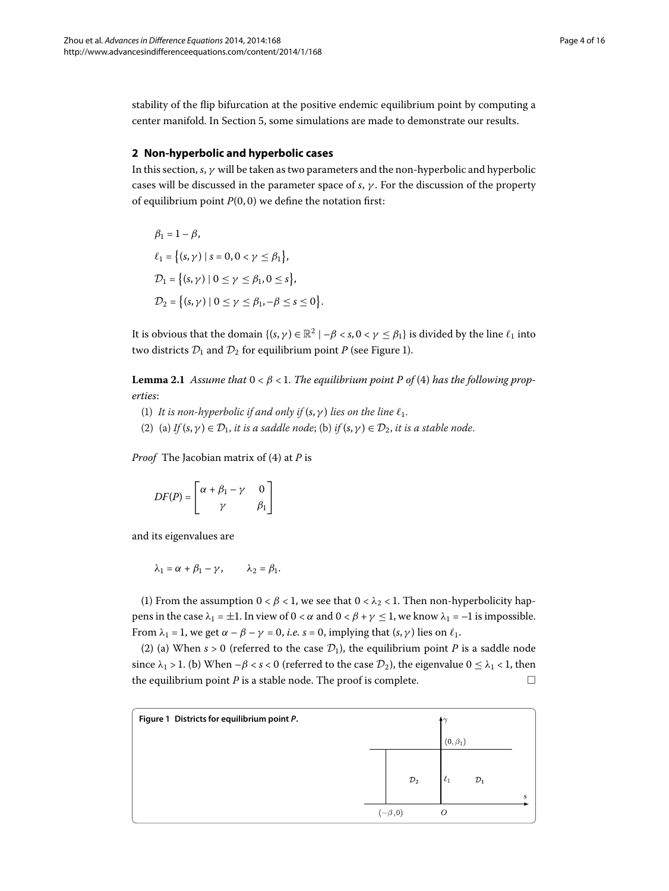stability of the flip bifurcation at the positive endemic equilibrium point by computing a center manifold. In Section 5, some simulations are made to demonstrate our results.

## 2 Non-hyperbolic and hyperbolic cases

In this section, $s$, $\gamma$ will be taken as two parameters and the non-hyperbolic and hyperbolic cases will be discussed in the parameter space of $s$, $\gamma$. For the discussion of the property of equilibrium point $P(0,0)$ we define the notation first:

$$\beta_1 = 1 - \beta,$$

$$\ell_1 = \{(s,\gamma) \mid s = 0, 0 < \gamma \leq \beta_1\},$$

$$\mathcal{D}_1 = \{(s,\gamma) \mid 0 \leq \gamma \leq \beta_1, 0 \leq s\},$$

$$\mathcal{D}_2 = \{(s,\gamma) \mid 0 \leq \gamma \leq \beta_1, -\beta \leq s \leq 0\}.$$

It is obvious that the domain $\{(s,\gamma) \in \mathbb{R}^2 \mid -\beta < s, 0 < \gamma \leq \beta_1\}$ is divided by the line $\ell_1$ into two districts $\mathcal{D}_1$ and $\mathcal{D}_2$ for equilibrium point $P$ (see Figure 1).

**Lemma 2.1** *Assume that $0 < \beta < 1$. The equilibrium point $P$ of* (4) *has the following properties*:

(1) *It is non-hyperbolic if and only if $(s,\gamma)$ lies on the line $\ell_1$.*

(2) (a) *If $(s,\gamma) \in \mathcal{D}_1$, it is a saddle node*; (b) *if $(s,\gamma) \in \mathcal{D}_2$, it is a stable node.*

*Proof* The Jacobian matrix of (4) at $P$ is

$$DF(P) = \begin{bmatrix} \alpha + \beta_1 - \gamma & 0 \\ \gamma & \beta_1 \end{bmatrix}$$

and its eigenvalues are

$$\lambda_1 = \alpha + \beta_1 - \gamma, \qquad \lambda_2 = \beta_1.$$

(1) From the assumption $0 < \beta < 1$, we see that $0 < \lambda_2 < 1$. Then non-hyperbolicity happens in the case $\lambda_1 = \pm 1$. In view of $0 < \alpha$ and $0 < \beta + \gamma \leq 1$, we know $\lambda_1 = -1$ is impossible. From $\lambda_1 = 1$, we get $\alpha - \beta - \gamma = 0$, *i.e.* $s = 0$, implying that $(s,\gamma)$ lies on $\ell_1$.

(2) (a) When $s > 0$ (referred to the case $\mathcal{D}_1$), the equilibrium point $P$ is a saddle node since $\lambda_1 > 1$. (b) When $-\beta < s < 0$ (referred to the case $\mathcal{D}_2$), the eigenvalue $0 \leq \lambda_1 < 1$, then the equilibrium point $P$ is a stable node. The proof is complete. □

**Figure 1 Districts for equilibrium point *P*.**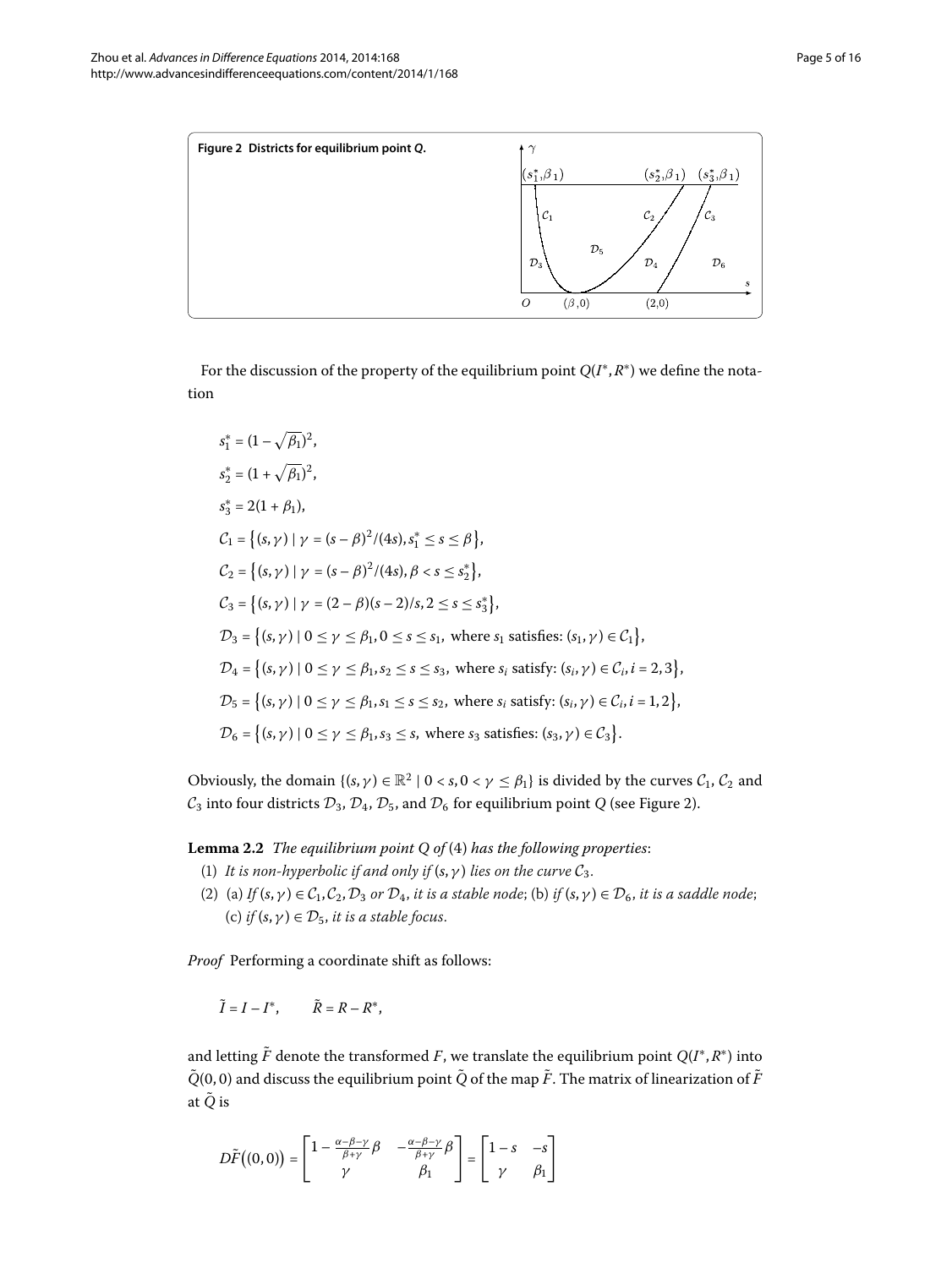**Figure 2 Districts for equilibrium point *Q*.**

For the discussion of the property of the equilibrium point $Q(I^*, R^*)$ we define the notation

$$s_1^* = (1 - \sqrt{\beta_1})^2,$$

$$s_2^* = (1 + \sqrt{\beta_1})^2,$$

$$s_3^* = 2(1 + \beta_1),$$

$$\mathcal{C}_1 = \{(s,\gamma) \mid \gamma = (s-\beta)^2/(4s), s_1^* \le s \le \beta\},$$

$$\mathcal{C}_2 = \{(s,\gamma) \mid \gamma = (s-\beta)^2/(4s), \beta < s \le s_2^*\},$$

$$\mathcal{C}_3 = \{(s,\gamma) \mid \gamma = (2-\beta)(s-2)/s, 2 \le s \le s_3^*\},$$

$$\mathcal{D}_3 = \{(s,\gamma) \mid 0 \le \gamma \le \beta_1, 0 \le s \le s_1, \text{ where } s_1 \text{ satisfies: } (s_1,\gamma) \in \mathcal{C}_1\},$$

$$\mathcal{D}_4 = \{(s,\gamma) \mid 0 \le \gamma \le \beta_1, s_2 \le s \le s_3, \text{ where } s_i \text{ satisfy: } (s_i,\gamma) \in \mathcal{C}_i, i = 2,3\},$$

$$\mathcal{D}_5 = \{(s,\gamma) \mid 0 \le \gamma \le \beta_1, s_1 \le s \le s_2, \text{ where } s_i \text{ satisfy: } (s_i,\gamma) \in \mathcal{C}_i, i = 1,2\},$$

$$\mathcal{D}_6 = \{(s,\gamma) \mid 0 \le \gamma \le \beta_1, s_3 \le s, \text{ where } s_3 \text{ satisfies: } (s_3,\gamma) \in \mathcal{C}_3\}.$$

Obviously, the domain $\{(s,\gamma) \in \mathbb{R}^2 \mid 0 < s, 0 < \gamma \le \beta_1\}$ is divided by the curves $\mathcal{C}_1$, $\mathcal{C}_2$ and $\mathcal{C}_3$ into four districts $\mathcal{D}_3$, $\mathcal{D}_4$, $\mathcal{D}_5$, and $\mathcal{D}_6$ for equilibrium point $Q$ (see Figure 2).

**Lemma 2.2** *The equilibrium point $Q$ of (4) has the following properties*:

(1) *It is non-hyperbolic if and only if $(s,\gamma)$ lies on the curve $\mathcal{C}_3$.*

(2) (a) *If $(s,\gamma) \in \mathcal{C}_1, \mathcal{C}_2, \mathcal{D}_3$ or $\mathcal{D}_4$, it is a stable node*; (b) *if $(s,\gamma) \in \mathcal{D}_6$, it is a saddle node*; (c) *if $(s,\gamma) \in \mathcal{D}_5$, it is a stable focus.*

*Proof* Performing a coordinate shift as follows:

$$\tilde{I} = I - I^*, \qquad \tilde{R} = R - R^*,$$

and letting $\tilde{F}$ denote the transformed $F$, we translate the equilibrium point $Q(I^*, R^*)$ into $\tilde{Q}(0,0)$ and discuss the equilibrium point $\tilde{Q}$ of the map $\tilde{F}$. The matrix of linearization of $\tilde{F}$ at $\tilde{Q}$ is

$$D\tilde{F}\big((0,0)\big) = \begin{bmatrix} 1 - \frac{\alpha-\beta-\gamma}{\beta+\gamma}\beta & -\frac{\alpha-\beta-\gamma}{\beta+\gamma}\beta \\ \gamma & \beta_1 \end{bmatrix} = \begin{bmatrix} 1-s & -s \\ \gamma & \beta_1 \end{bmatrix}$$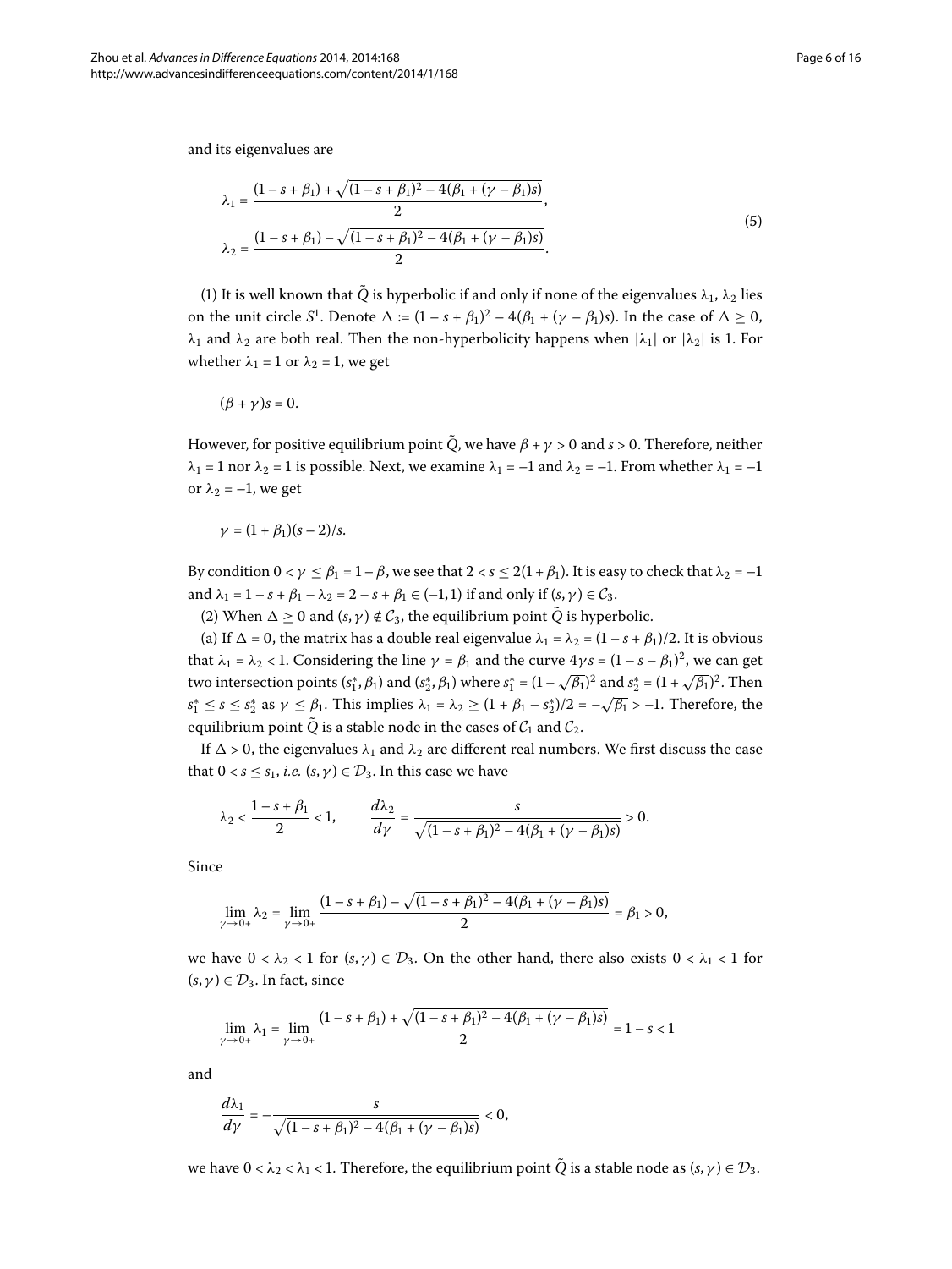and its eigenvalues are

$$
\begin{aligned}
\lambda_1 &= \frac{(1 - s + \beta_1) + \sqrt{(1 - s + \beta_1)^2 - 4(\beta_1 + (\gamma - \beta_1)s)}}{2}, \\
\lambda_2 &= \frac{(1 - s + \beta_1) - \sqrt{(1 - s + \beta_1)^2 - 4(\beta_1 + (\gamma - \beta_1)s)}}{2}.
\end{aligned}
\tag{5}
$$

(1) It is well known that $\tilde{Q}$ is hyperbolic if and only if none of the eigenvalues $\lambda_1$, $\lambda_2$ lies on the unit circle $S^1$. Denote $\Delta := (1 - s + \beta_1)^2 - 4(\beta_1 + (\gamma - \beta_1)s)$. In the case of $\Delta \geq 0$, $\lambda_1$ and $\lambda_2$ are both real. Then the non-hyperbolicity happens when $|\lambda_1|$ or $|\lambda_2|$ is 1. For whether $\lambda_1 = 1$ or $\lambda_2 = 1$, we get

$$(\beta + \gamma)s = 0.$$

However, for positive equilibrium point $\tilde{Q}$, we have $\beta + \gamma > 0$ and $s > 0$. Therefore, neither $\lambda_1 = 1$ nor $\lambda_2 = 1$ is possible. Next, we examine $\lambda_1 = -1$ and $\lambda_2 = -1$. From whether $\lambda_1 = -1$ or $\lambda_2 = -1$, we get

$$\gamma = (1 + \beta_1)(s - 2)/s.$$

By condition $0 < \gamma \leq \beta_1 = 1 - \beta$, we see that $2 < s \leq 2(1 + \beta_1)$. It is easy to check that $\lambda_2 = -1$ and $\lambda_1 = 1 - s + \beta_1 - \lambda_2 = 2 - s + \beta_1 \in (-1, 1)$ if and only if $(s, \gamma) \in \mathcal{C}_3$.

(2) When $\Delta \geq 0$ and $(s, \gamma) \notin \mathcal{C}_3$, the equilibrium point $\tilde{Q}$ is hyperbolic.

(a) If $\Delta = 0$, the matrix has a double real eigenvalue $\lambda_1 = \lambda_2 = (1 - s + \beta_1)/2$. It is obvious that $\lambda_1 = \lambda_2 < 1$. Considering the line $\gamma = \beta_1$ and the curve $4\gamma s = (1 - s - \beta_1)^2$, we can get two intersection points $(s_1^*, \beta_1)$ and $(s_2^*, \beta_1)$ where $s_1^* = (1 - \sqrt{\beta_1})^2$ and $s_2^* = (1 + \sqrt{\beta_1})^2$. Then $s_1^* \leq s \leq s_2^*$ as $\gamma \leq \beta_1$. This implies $\lambda_1 = \lambda_2 \geq (1 + \beta_1 - s_2^*)/2 = -\sqrt{\beta_1} > -1$. Therefore, the equilibrium point $\tilde{Q}$ is a stable node in the cases of $\mathcal{C}_1$ and $\mathcal{C}_2$.

If $\Delta > 0$, the eigenvalues $\lambda_1$ and $\lambda_2$ are different real numbers. We first discuss the case that $0 < s \leq s_1$, *i.e.* $(s, \gamma) \in \mathcal{D}_3$. In this case we have

$$\lambda_2 < \frac{1 - s + \beta_1}{2} < 1, \qquad \frac{d\lambda_2}{d\gamma} = \frac{s}{\sqrt{(1 - s + \beta_1)^2 - 4(\beta_1 + (\gamma - \beta_1)s)}} > 0.$$

Since

$$\lim_{\gamma \to 0+} \lambda_2 = \lim_{\gamma \to 0+} \frac{(1 - s + \beta_1) - \sqrt{(1 - s + \beta_1)^2 - 4(\beta_1 + (\gamma - \beta_1)s)}}{2} = \beta_1 > 0,$$

we have $0 < \lambda_2 < 1$ for $(s, \gamma) \in \mathcal{D}_3$. On the other hand, there also exists $0 < \lambda_1 < 1$ for $(s, \gamma) \in \mathcal{D}_3$. In fact, since

$$\lim_{\gamma \to 0+} \lambda_1 = \lim_{\gamma \to 0+} \frac{(1 - s + \beta_1) + \sqrt{(1 - s + \beta_1)^2 - 4(\beta_1 + (\gamma - \beta_1)s)}}{2} = 1 - s < 1$$

and

$$\frac{d\lambda_1}{d\gamma} = -\frac{s}{\sqrt{(1 - s + \beta_1)^2 - 4(\beta_1 + (\gamma - \beta_1)s)}} < 0,$$

we have $0 < \lambda_2 < \lambda_1 < 1$. Therefore, the equilibrium point $\tilde{Q}$ is a stable node as $(s, \gamma) \in \mathcal{D}_3$.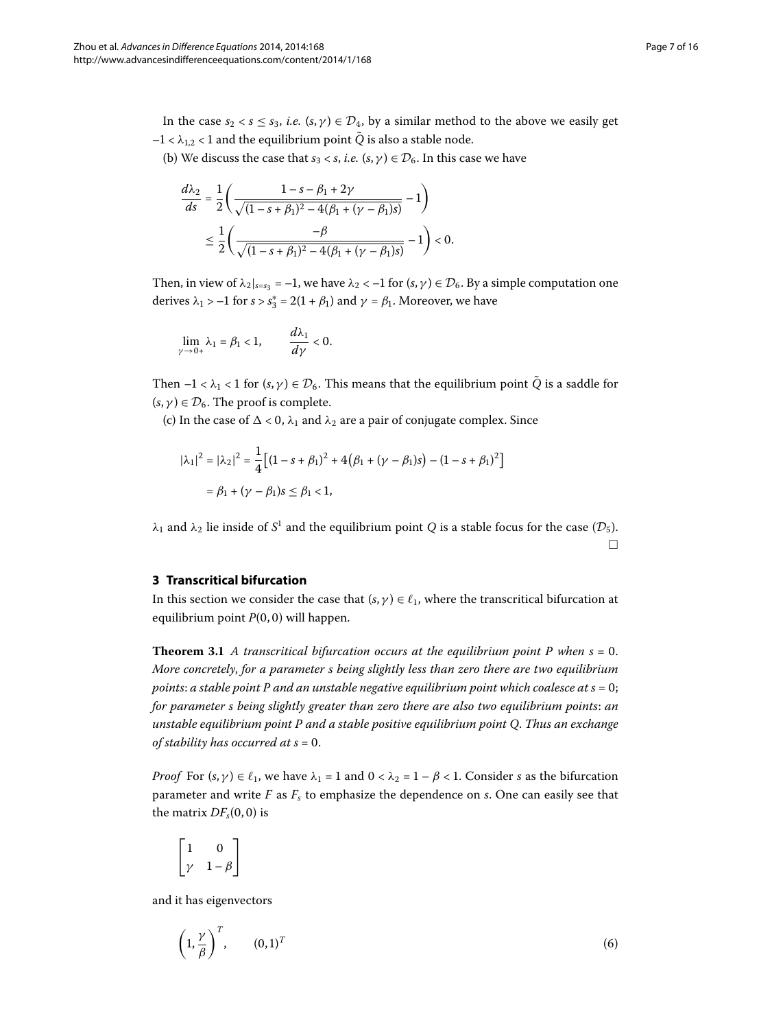In the case $s_2 < s \leq s_3$, *i.e.* $(s, \gamma) \in \mathcal{D}_4$, by a similar method to the above we easily get $-1 < \lambda_{1,2} < 1$ and the equilibrium point $\tilde{Q}$ is also a stable node.

(b) We discuss the case that $s_3 < s$, *i.e.* $(s, \gamma) \in \mathcal{D}_6$. In this case we have

$$
\begin{aligned}
\frac{d\lambda_2}{ds} &= \frac{1}{2}\left(\frac{1 - s - \beta_1 + 2\gamma}{\sqrt{(1 - s + \beta_1)^2 - 4(\beta_1 + (\gamma - \beta_1)s)}} - 1\right) \\
&\leq \frac{1}{2}\left(\frac{-\beta}{\sqrt{(1 - s + \beta_1)^2 - 4(\beta_1 + (\gamma - \beta_1)s)}} - 1\right) < 0.
\end{aligned}
$$

Then, in view of $\lambda_2|_{s=s_3} = -1$, we have $\lambda_2 < -1$ for $(s, \gamma) \in \mathcal{D}_6$. By a simple computation one derives $\lambda_1 > -1$ for $s > s_3^* = 2(1 + \beta_1)$ and $\gamma = \beta_1$. Moreover, we have

$$
\lim_{\gamma \to 0+} \lambda_1 = \beta_1 < 1, \qquad \frac{d\lambda_1}{d\gamma} < 0.
$$

Then $-1 < \lambda_1 < 1$ for $(s, \gamma) \in \mathcal{D}_6$. This means that the equilibrium point $\tilde{Q}$ is a saddle for $(s, \gamma) \in \mathcal{D}_6$. The proof is complete.

(c) In the case of $\Delta < 0$, $\lambda_1$ and $\lambda_2$ are a pair of conjugate complex. Since

$$
\begin{aligned}
|\lambda_1|^2 = |\lambda_2|^2 &= \frac{1}{4}\left[(1 - s + \beta_1)^2 + 4\left(\beta_1 + (\gamma - \beta_1)s\right) - (1 - s + \beta_1)^2\right] \\
&= \beta_1 + (\gamma - \beta_1)s \leq \beta_1 < 1,
\end{aligned}
$$

$\lambda_1$ and $\lambda_2$ lie inside of $S^1$ and the equilibrium point $Q$ is a stable focus for the case $(\mathcal{D}_5)$. □

## 3 Transcritical bifurcation

In this section we consider the case that $(s, \gamma) \in \ell_1$, where the transcritical bifurcation at equilibrium point $P(0, 0)$ will happen.

**Theorem 3.1** *A transcritical bifurcation occurs at the equilibrium point $P$ when $s = 0$. More concretely, for a parameter $s$ being slightly less than zero there are two equilibrium points: a stable point $P$ and an unstable negative equilibrium point which coalesce at $s = 0$; for parameter $s$ being slightly greater than zero there are also two equilibrium points: an unstable equilibrium point $P$ and a stable positive equilibrium point $Q$. Thus an exchange of stability has occurred at $s = 0$.*

*Proof* For $(s, \gamma) \in \ell_1$, we have $\lambda_1 = 1$ and $0 < \lambda_2 = 1 - \beta < 1$. Consider $s$ as the bifurcation parameter and write $F$ as $F_s$ to emphasize the dependence on $s$. One can easily see that the matrix $DF_s(0, 0)$ is

$$
\begin{bmatrix} 1 & 0 \\ \gamma & 1 - \beta \end{bmatrix}
$$

and it has eigenvectors

$$
\left(1, \frac{\gamma}{\beta}\right)^T, \qquad (0, 1)^T \tag{6}
$$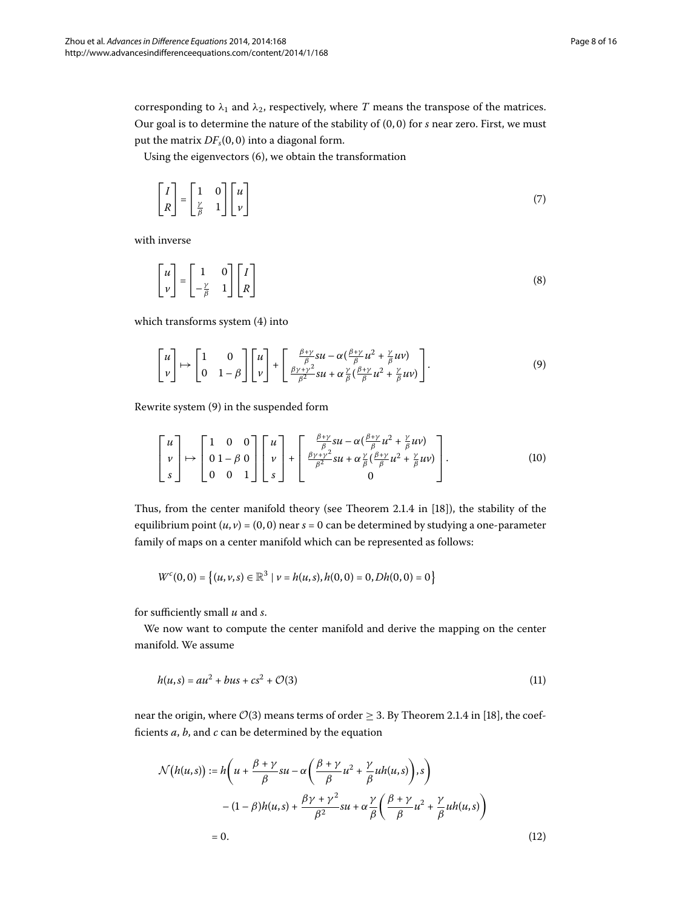corresponding to $\lambda_1$ and $\lambda_2$, respectively, where $T$ means the transpose of the matrices. Our goal is to determine the nature of the stability of $(0,0)$ for $s$ near zero. First, we must put the matrix $DF_s(0,0)$ into a diagonal form.

Using the eigenvectors (6), we obtain the transformation

$$\begin{bmatrix} I \\ R \end{bmatrix} = \begin{bmatrix} 1 & 0 \\ \frac{\gamma}{\beta} & 1 \end{bmatrix} \begin{bmatrix} u \\ v \end{bmatrix} \tag{7}$$

with inverse

$$\begin{bmatrix} u \\ v \end{bmatrix} = \begin{bmatrix} 1 & 0 \\ -\frac{\gamma}{\beta} & 1 \end{bmatrix} \begin{bmatrix} I \\ R \end{bmatrix} \tag{8}$$

which transforms system (4) into

$$\begin{bmatrix} u \\ v \end{bmatrix} \mapsto \begin{bmatrix} 1 & 0 \\ 0 & 1-\beta \end{bmatrix} \begin{bmatrix} u \\ v \end{bmatrix} + \begin{bmatrix} \frac{\beta+\gamma}{\beta} su - \alpha(\frac{\beta+\gamma}{\beta} u^2 + \frac{\gamma}{\beta} uv) \\ \frac{\beta\gamma+\gamma^2}{\beta^2} su + \alpha \frac{\gamma}{\beta}(\frac{\beta+\gamma}{\beta} u^2 + \frac{\gamma}{\beta} uv) \end{bmatrix}. \tag{9}$$

Rewrite system (9) in the suspended form

$$\begin{bmatrix} u \\ v \\ s \end{bmatrix} \mapsto \begin{bmatrix} 1 & 0 & 0 \\ 0 & 1-\beta & 0 \\ 0 & 0 & 1 \end{bmatrix} \begin{bmatrix} u \\ v \\ s \end{bmatrix} + \begin{bmatrix} \frac{\beta+\gamma}{\beta} su - \alpha(\frac{\beta+\gamma}{\beta} u^2 + \frac{\gamma}{\beta} uv) \\ \frac{\beta\gamma+\gamma^2}{\beta^2} su + \alpha \frac{\gamma}{\beta}(\frac{\beta+\gamma}{\beta} u^2 + \frac{\gamma}{\beta} uv) \\ 0 \end{bmatrix}. \tag{10}$$

Thus, from the center manifold theory (see Theorem 2.1.4 in [18]), the stability of the equilibrium point $(u,v) = (0,0)$ near $s = 0$ can be determined by studying a one-parameter family of maps on a center manifold which can be represented as follows:

$$W^c(0,0) = \{(u,v,s) \in \mathbb{R}^3 \mid v = h(u,s), h(0,0) = 0, Dh(0,0) = 0\}$$

for sufficiently small $u$ and $s$.

We now want to compute the center manifold and derive the mapping on the center manifold. We assume

$$h(u,s) = au^2 + bus + cs^2 + \mathcal{O}(3) \tag{11}$$

near the origin, where $\mathcal{O}(3)$ means terms of order $\geq 3$. By Theorem 2.1.4 in [18], the coefficients $a$, $b$, and $c$ can be determined by the equation

$$\begin{aligned}
\mathcal{N}(h(u,s)) &:= h\left(u + \frac{\beta+\gamma}{\beta} su - \alpha\left(\frac{\beta+\gamma}{\beta} u^2 + \frac{\gamma}{\beta} uh(u,s)\right), s\right) \\
&\quad - (1-\beta)h(u,s) + \frac{\beta\gamma+\gamma^2}{\beta^2} su + \alpha\frac{\gamma}{\beta}\left(\frac{\beta+\gamma}{\beta} u^2 + \frac{\gamma}{\beta} uh(u,s)\right) \\
&= 0.
\end{aligned} \tag{12}$$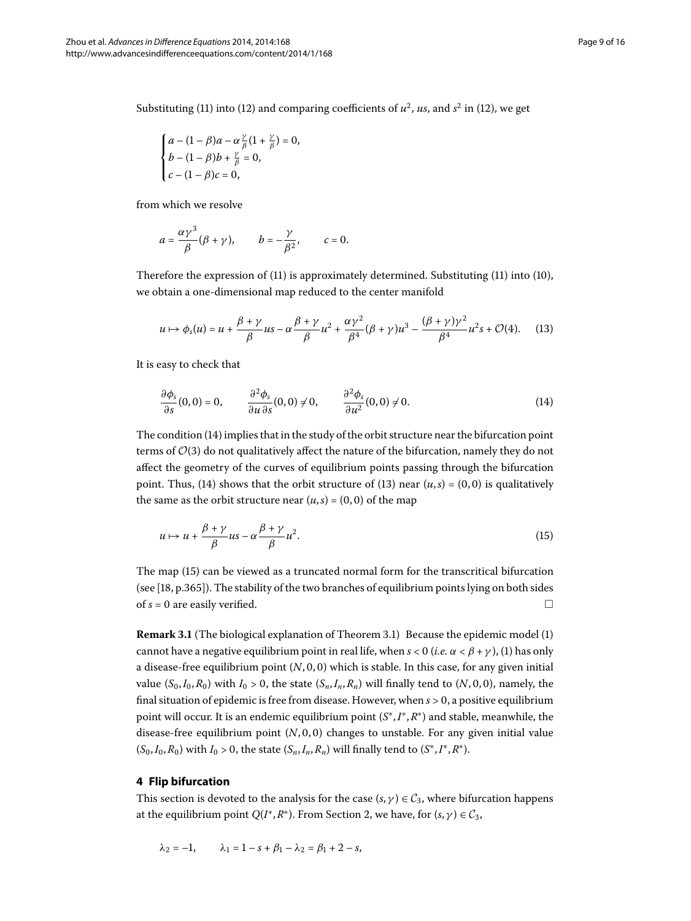Substituting (11) into (12) and comparing coefficients of $u^2$, $us$, and $s^2$ in (12), we get

$$\begin{cases} a - (1-\beta)a - \alpha\frac{\gamma}{\beta}(1+\frac{\gamma}{\beta}) = 0, \\ b - (1-\beta)b + \frac{\gamma}{\beta} = 0, \\ c - (1-\beta)c = 0, \end{cases}$$

from which we resolve

$$a = \frac{\alpha\gamma^3}{\beta}(\beta+\gamma), \qquad b = -\frac{\gamma}{\beta^2}, \qquad c = 0.$$

Therefore the expression of (11) is approximately determined. Substituting (11) into (10), we obtain a one-dimensional map reduced to the center manifold

$$u \mapsto \phi_s(u) = u + \frac{\beta+\gamma}{\beta}us - \alpha\frac{\beta+\gamma}{\beta}u^2 + \frac{\alpha\gamma^2}{\beta^4}(\beta+\gamma)u^3 - \frac{(\beta+\gamma)\gamma^2}{\beta^4}u^2 s + \mathcal{O}(4). \qquad (13)$$

It is easy to check that

$$\frac{\partial\phi_s}{\partial s}(0,0) = 0, \qquad \frac{\partial^2\phi_s}{\partial u\,\partial s}(0,0) \neq 0, \qquad \frac{\partial^2\phi_s}{\partial u^2}(0,0) \neq 0. \qquad (14)$$

The condition (14) implies that in the study of the orbit structure near the bifurcation point terms of $\mathcal{O}(3)$ do not qualitatively affect the nature of the bifurcation, namely they do not affect the geometry of the curves of equilibrium points passing through the bifurcation point. Thus, (14) shows that the orbit structure of (13) near $(u,s) = (0,0)$ is qualitatively the same as the orbit structure near $(u,s) = (0,0)$ of the map

$$u \mapsto u + \frac{\beta+\gamma}{\beta}us - \alpha\frac{\beta+\gamma}{\beta}u^2. \qquad (15)$$

The map (15) can be viewed as a truncated normal form for the transcritical bifurcation (see [18, p.365]). The stability of the two branches of equilibrium points lying on both sides of $s = 0$ are easily verified. □

**Remark 3.1** (The biological explanation of Theorem 3.1) Because the epidemic model (1) cannot have a negative equilibrium point in real life, when $s < 0$ (*i.e.* $\alpha < \beta + \gamma$), (1) has only a disease-free equilibrium point $(N,0,0)$ which is stable. In this case, for any given initial value $(S_0, I_0, R_0)$ with $I_0 > 0$, the state $(S_n, I_n, R_n)$ will finally tend to $(N,0,0)$, namely, the final situation of epidemic is free from disease. However, when $s > 0$, a positive equilibrium point will occur. It is an endemic equilibrium point $(S^*, I^*, R^*)$ and stable, meanwhile, the disease-free equilibrium point $(N,0,0)$ changes to unstable. For any given initial value $(S_0, I_0, R_0)$ with $I_0 > 0$, the state $(S_n, I_n, R_n)$ will finally tend to $(S^*, I^*, R^*)$.

## 4 Flip bifurcation

This section is devoted to the analysis for the case $(s,\gamma) \in \mathcal{C}_3$, where bifurcation happens at the equilibrium point $Q(I^*, R^*)$. From Section 2, we have, for $(s,\gamma) \in \mathcal{C}_3$,

$$\lambda_2 = -1, \qquad \lambda_1 = 1 - s + \beta_1 - \lambda_2 = \beta_1 + 2 - s,$$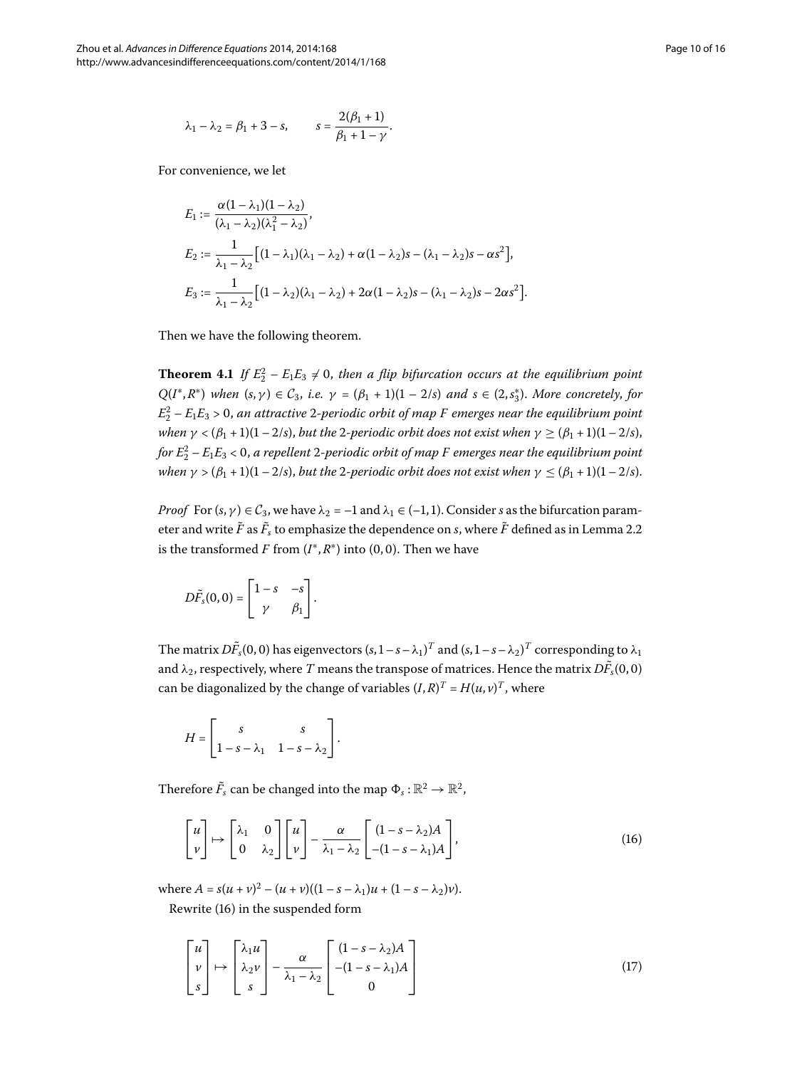$$\lambda_1 - \lambda_2 = \beta_1 + 3 - s, \qquad s = \frac{2(\beta_1 + 1)}{\beta_1 + 1 - \gamma}.$$

For convenience, we let

$$E_1 := \frac{\alpha(1-\lambda_1)(1-\lambda_2)}{(\lambda_1 - \lambda_2)(\lambda_1^2 - \lambda_2)},$$

$$E_2 := \frac{1}{\lambda_1 - \lambda_2}\big[(1-\lambda_1)(\lambda_1 - \lambda_2) + \alpha(1-\lambda_2)s - (\lambda_1 - \lambda_2)s - \alpha s^2\big],$$

$$E_3 := \frac{1}{\lambda_1 - \lambda_2}\big[(1-\lambda_2)(\lambda_1 - \lambda_2) + 2\alpha(1-\lambda_2)s - (\lambda_1 - \lambda_2)s - 2\alpha s^2\big].$$

Then we have the following theorem.

**Theorem 4.1** *If $E_2^2 - E_1E_3 \neq 0$, then a flip bifurcation occurs at the equilibrium point $Q(I^*, R^*)$ when $(s, \gamma) \in \mathcal{C}_3$, i.e. $\gamma = (\beta_1 + 1)(1 - 2/s)$ and $s \in (2, s_3^*)$. More concretely, for $E_2^2 - E_1E_3 > 0$, an attractive 2-periodic orbit of map $F$ emerges near the equilibrium point when $\gamma < (\beta_1 + 1)(1 - 2/s)$, but the 2-periodic orbit does not exist when $\gamma \geq (\beta_1 + 1)(1 - 2/s)$, for $E_2^2 - E_1E_3 < 0$, a repellent 2-periodic orbit of map $F$ emerges near the equilibrium point when $\gamma > (\beta_1 + 1)(1 - 2/s)$, but the 2-periodic orbit does not exist when $\gamma \leq (\beta_1 + 1)(1 - 2/s)$.*

*Proof* For $(s, \gamma) \in \mathcal{C}_3$, we have $\lambda_2 = -1$ and $\lambda_1 \in (-1, 1)$. Consider $s$ as the bifurcation parameter and write $\tilde{F}$ as $\tilde{F}_s$ to emphasize the dependence on $s$, where $\tilde{F}$ defined as in Lemma 2.2 is the transformed $F$ from $(I^*, R^*)$ into $(0, 0)$. Then we have

$$D\tilde{F}_s(0,0) = \begin{bmatrix} 1-s & -s \\ \gamma & \beta_1 \end{bmatrix}.$$

The matrix $D\tilde{F}_s(0,0)$ has eigenvectors $(s, 1-s-\lambda_1)^T$ and $(s, 1-s-\lambda_2)^T$ corresponding to $\lambda_1$ and $\lambda_2$, respectively, where $T$ means the transpose of matrices. Hence the matrix $D\tilde{F}_s(0,0)$ can be diagonalized by the change of variables $(I, R)^T = H(u, v)^T$, where

$$H = \begin{bmatrix} s & s \\ 1-s-\lambda_1 & 1-s-\lambda_2 \end{bmatrix}.$$

Therefore $\tilde{F}_s$ can be changed into the map $\Phi_s : \mathbb{R}^2 \to \mathbb{R}^2$,

$$\begin{bmatrix} u \\ v \end{bmatrix} \mapsto \begin{bmatrix} \lambda_1 & 0 \\ 0 & \lambda_2 \end{bmatrix}\begin{bmatrix} u \\ v \end{bmatrix} - \frac{\alpha}{\lambda_1 - \lambda_2}\begin{bmatrix} (1-s-\lambda_2)A \\ -(1-s-\lambda_1)A \end{bmatrix}, \tag{16}$$

where $A = s(u+v)^2 - (u+v)((1-s-\lambda_1)u + (1-s-\lambda_2)v)$.

Rewrite (16) in the suspended form

$$\begin{bmatrix} u \\ v \\ s \end{bmatrix} \mapsto \begin{bmatrix} \lambda_1 u \\ \lambda_2 v \\ s \end{bmatrix} - \frac{\alpha}{\lambda_1 - \lambda_2}\begin{bmatrix} (1-s-\lambda_2)A \\ -(1-s-\lambda_1)A \\ 0 \end{bmatrix} \tag{17}$$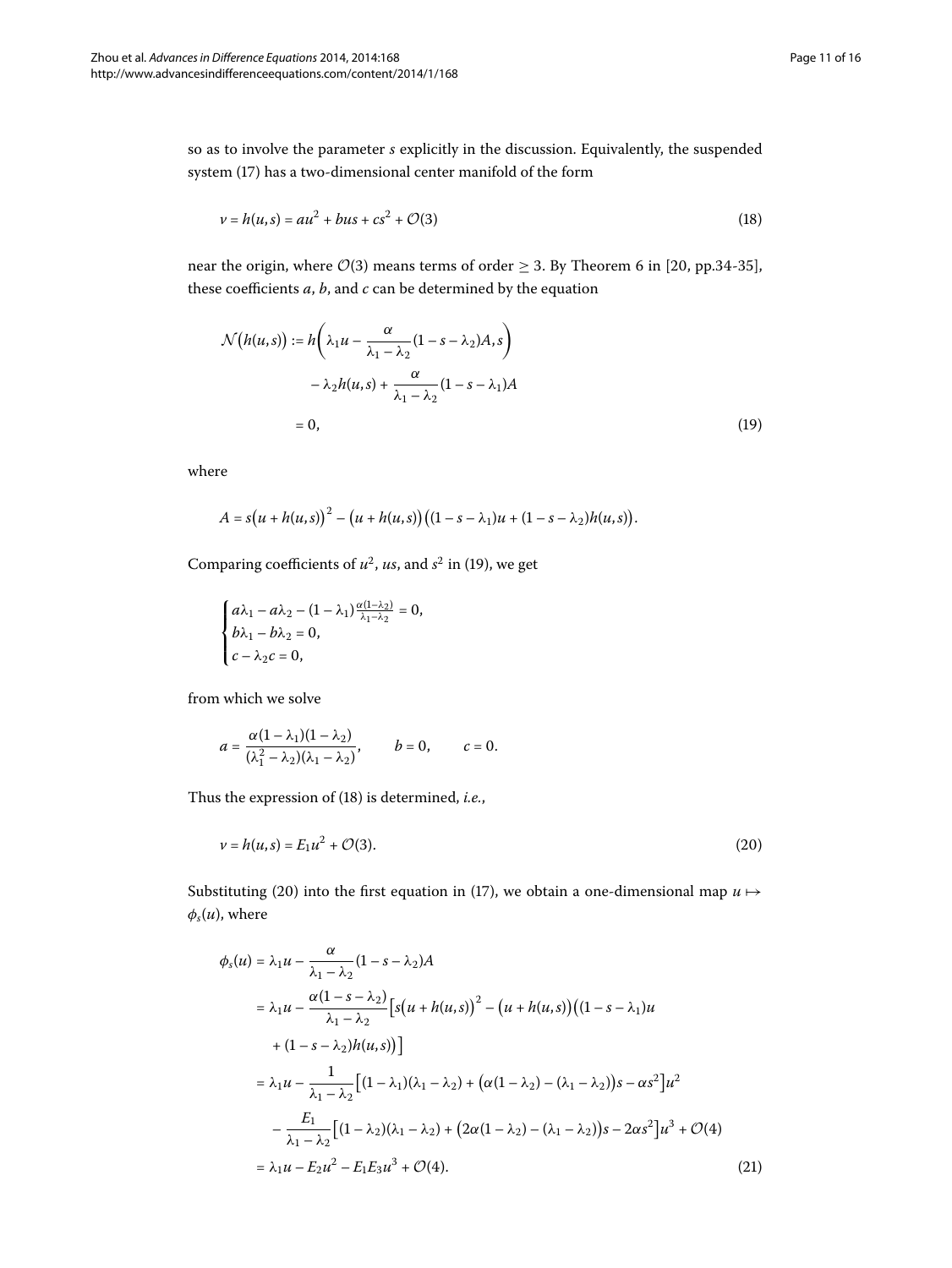so as to involve the parameter $s$ explicitly in the discussion. Equivalently, the suspended system (17) has a two-dimensional center manifold of the form

$$v = h(u,s) = au^2 + bus + cs^2 + \mathcal{O}(3) \tag{18}$$

near the origin, where $\mathcal{O}(3)$ means terms of order $\geq 3$. By Theorem 6 in [20, pp.34-35], these coefficients $a$, $b$, and $c$ can be determined by the equation

$$\begin{aligned}
\mathcal{N}\big(h(u,s)\big) &:= h\left(\lambda_1 u - \frac{\alpha}{\lambda_1 - \lambda_2}(1 - s - \lambda_2)A, s\right) \\
&\quad - \lambda_2 h(u,s) + \frac{\alpha}{\lambda_1 - \lambda_2}(1 - s - \lambda_1)A \\
&= 0,
\end{aligned} \tag{19}$$

where

$$A = s\big(u + h(u,s)\big)^2 - \big(u + h(u,s)\big)\big((1 - s - \lambda_1)u + (1 - s - \lambda_2)h(u,s)\big).$$

Comparing coefficients of $u^2$, $us$, and $s^2$ in (19), we get

$$\begin{cases}
a\lambda_1 - a\lambda_2 - (1 - \lambda_1)\frac{\alpha(1-\lambda_2)}{\lambda_1 - \lambda_2} = 0, \\
b\lambda_1 - b\lambda_2 = 0, \\
c - \lambda_2 c = 0,
\end{cases}$$

from which we solve

$$a = \frac{\alpha(1 - \lambda_1)(1 - \lambda_2)}{(\lambda_1^2 - \lambda_2)(\lambda_1 - \lambda_2)}, \qquad b = 0, \qquad c = 0.$$

Thus the expression of (18) is determined, *i.e.*,

$$v = h(u,s) = E_1 u^2 + \mathcal{O}(3). \tag{20}$$

Substituting (20) into the first equation in (17), we obtain a one-dimensional map $u \mapsto \phi_s(u)$, where

$$\begin{aligned}
\phi_s(u) &= \lambda_1 u - \frac{\alpha}{\lambda_1 - \lambda_2}(1 - s - \lambda_2)A \\
&= \lambda_1 u - \frac{\alpha(1 - s - \lambda_2)}{\lambda_1 - \lambda_2}\Big[s\big(u + h(u,s)\big)^2 - \big(u + h(u,s)\big)\big((1 - s - \lambda_1)u \\
&\quad + (1 - s - \lambda_2)h(u,s)\big)\Big] \\
&= \lambda_1 u - \frac{1}{\lambda_1 - \lambda_2}\Big[(1 - \lambda_1)(\lambda_1 - \lambda_2) + \big(\alpha(1 - \lambda_2) - (\lambda_1 - \lambda_2)\big)s - \alpha s^2\Big]u^2 \\
&\quad - \frac{E_1}{\lambda_1 - \lambda_2}\Big[(1 - \lambda_2)(\lambda_1 - \lambda_2) + \big(2\alpha(1 - \lambda_2) - (\lambda_1 - \lambda_2)\big)s - 2\alpha s^2\Big]u^3 + \mathcal{O}(4) \\
&= \lambda_1 u - E_2 u^2 - E_1 E_3 u^3 + \mathcal{O}(4).
\end{aligned} \tag{21}$$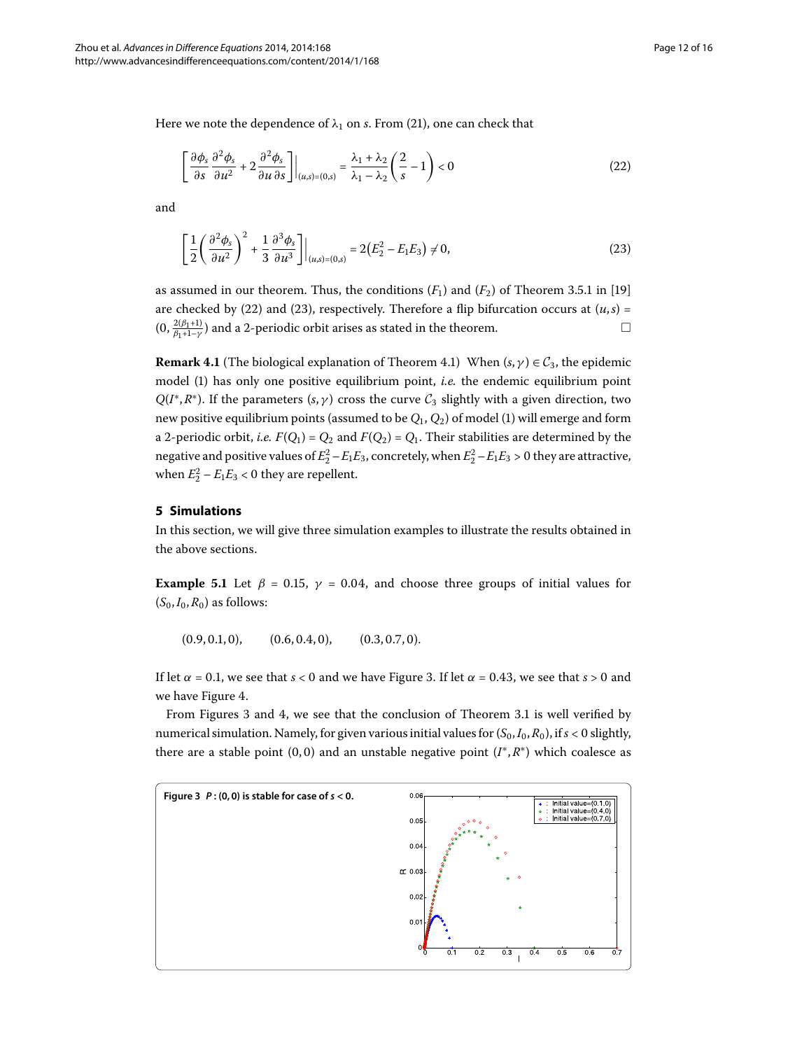Here we note the dependence of $\lambda_1$ on $s$. From (21), one can check that

$$\left[\frac{\partial \phi_s}{\partial s}\frac{\partial^2 \phi_s}{\partial u^2} + 2\frac{\partial^2 \phi_s}{\partial u\, \partial s}\right]\Big|_{(u,s)=(0,s)} = \frac{\lambda_1 + \lambda_2}{\lambda_1 - \lambda_2}\left(\frac{2}{s} - 1\right) < 0 \tag{22}$$

and

$$\left[\frac{1}{2}\left(\frac{\partial^2 \phi_s}{\partial u^2}\right)^2 + \frac{1}{3}\frac{\partial^3 \phi_s}{\partial u^3}\right]\Big|_{(u,s)=(0,s)} = 2\left(E_2^2 - E_1E_3\right) \neq 0, \tag{23}$$

as assumed in our theorem. Thus, the conditions $(F_1)$ and $(F_2)$ of Theorem 3.5.1 in [19] are checked by (22) and (23), respectively. Therefore a flip bifurcation occurs at $(u,s) = (0, \frac{2(\beta_1+1)}{\beta_1+1-\gamma})$ and a 2-periodic orbit arises as stated in the theorem. □

**Remark 4.1** (The biological explanation of Theorem 4.1) When $(s,\gamma) \in \mathcal{C}_3$, the epidemic model (1) has only one positive equilibrium point, *i.e.* the endemic equilibrium point $Q(I^*, R^*)$. If the parameters $(s,\gamma)$ cross the curve $\mathcal{C}_3$ slightly with a given direction, two new positive equilibrium points (assumed to be $Q_1$, $Q_2$) of model (1) will emerge and form a 2-periodic orbit, *i.e.* $F(Q_1) = Q_2$ and $F(Q_2) = Q_1$. Their stabilities are determined by the negative and positive values of $E_2^2 - E_1E_3$, concretely, when $E_2^2 - E_1E_3 > 0$ they are attractive, when $E_2^2 - E_1E_3 < 0$ they are repellent.

## 5 Simulations

In this section, we will give three simulation examples to illustrate the results obtained in the above sections.

**Example 5.1** Let $\beta = 0.15$, $\gamma = 0.04$, and choose three groups of initial values for $(S_0, I_0, R_0)$ as follows:

$$(0.9, 0.1, 0), \qquad (0.6, 0.4, 0), \qquad (0.3, 0.7, 0).$$

If let $\alpha = 0.1$, we see that $s < 0$ and we have Figure 3. If let $\alpha = 0.43$, we see that $s > 0$ and we have Figure 4.

From Figures 3 and 4, we see that the conclusion of Theorem 3.1 is well verified by numerical simulation. Namely, for given various initial values for $(S_0, I_0, R_0)$, if $s < 0$ slightly, there are a stable point $(0,0)$ and an unstable negative point $(I^*, R^*)$ which coalesce as

**Figure 3** $P$ : (0, 0) is stable for case of $s < 0$.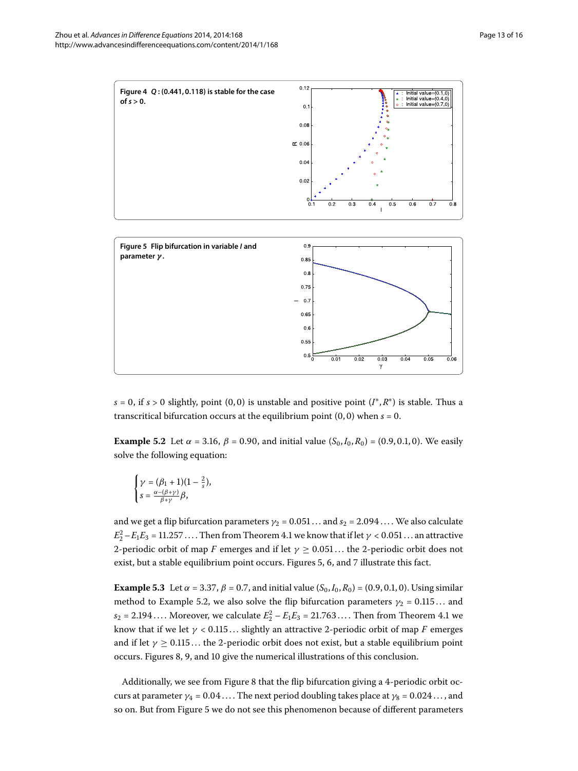**Figure 4** $Q$ **: (0.441, 0.118) is stable for the case of** $s > 0$**.**

**Figure 5 Flip bifurcation in variable** $I$ **and parameter** $\gamma$**.**

$s = 0$, if $s > 0$ slightly, point $(0, 0)$ is unstable and positive point $(I^*, R^*)$ is stable. Thus a transcritical bifurcation occurs at the equilibrium point $(0, 0)$ when $s = 0$.

**Example 5.2** Let $\alpha = 3.16$, $\beta = 0.90$, and initial value $(S_0, I_0, R_0) = (0.9, 0.1, 0)$. We easily solve the following equation:

$$\begin{cases} \gamma = (\beta_1 + 1)(1 - \frac{2}{s}), \\ s = \frac{\alpha - (\beta + \gamma)}{\beta + \gamma}\beta, \end{cases}$$

and we get a flip bifurcation parameters $\gamma_2 = 0.051\ldots$ and $s_2 = 2.094\ldots$. We also calculate $E_2^2 - E_1E_3 = 11.257\ldots$. Then from Theorem 4.1 we know that if let $\gamma < 0.051\ldots$ an attractive 2-periodic orbit of map $F$ emerges and if let $\gamma \geq 0.051\ldots$ the 2-periodic orbit does not exist, but a stable equilibrium point occurs. Figures 5, 6, and 7 illustrate this fact.

**Example 5.3** Let $\alpha = 3.37$, $\beta = 0.7$, and initial value $(S_0, I_0, R_0) = (0.9, 0.1, 0)$. Using similar method to Example 5.2, we also solve the flip bifurcation parameters $\gamma_2 = 0.115\ldots$ and $s_2 = 2.194\ldots$. Moreover, we calculate $E_2^2 - E_1E_3 = 21.763\ldots$. Then from Theorem 4.1 we know that if we let $\gamma < 0.115\ldots$ slightly an attractive 2-periodic orbit of map $F$ emerges and if let $\gamma \geq 0.115\ldots$ the 2-periodic orbit does not exist, but a stable equilibrium point occurs. Figures 8, 9, and 10 give the numerical illustrations of this conclusion.

Additionally, we see from Figure 8 that the flip bifurcation giving a 4-periodic orbit occurs at parameter $\gamma_4 = 0.04\ldots$. The next period doubling takes place at $\gamma_8 = 0.024\ldots$, and so on. But from Figure 5 we do not see this phenomenon because of different parameters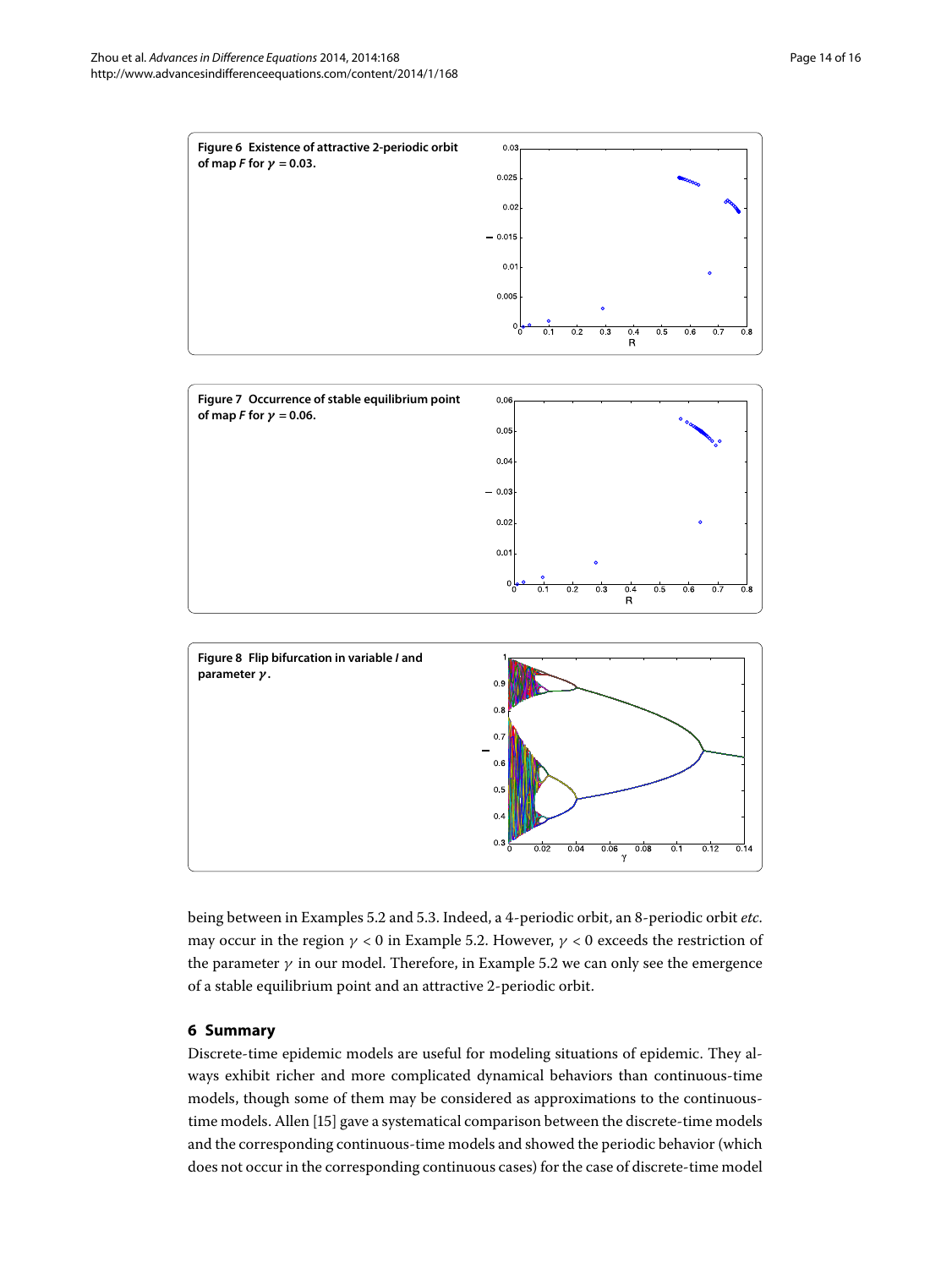**Figure 6 Existence of attractive 2-periodic orbit of map $F$ for $\gamma = 0.03$.**

**Figure 7 Occurrence of stable equilibrium point of map $F$ for $\gamma = 0.06$.**

**Figure 8 Flip bifurcation in variable $I$ and parameter $\gamma$.**

being between in Examples 5.2 and 5.3. Indeed, a 4-periodic orbit, an 8-periodic orbit *etc.* may occur in the region $\gamma < 0$ in Example 5.2. However, $\gamma < 0$ exceeds the restriction of the parameter $\gamma$ in our model. Therefore, in Example 5.2 we can only see the emergence of a stable equilibrium point and an attractive 2-periodic orbit.

## 6 Summary

Discrete-time epidemic models are useful for modeling situations of epidemic. They always exhibit richer and more complicated dynamical behaviors than continuous-time models, though some of them may be considered as approximations to the continuous-time models. Allen [15] gave a systematical comparison between the discrete-time models and the corresponding continuous-time models and showed the periodic behavior (which does not occur in the corresponding continuous cases) for the case of discrete-time model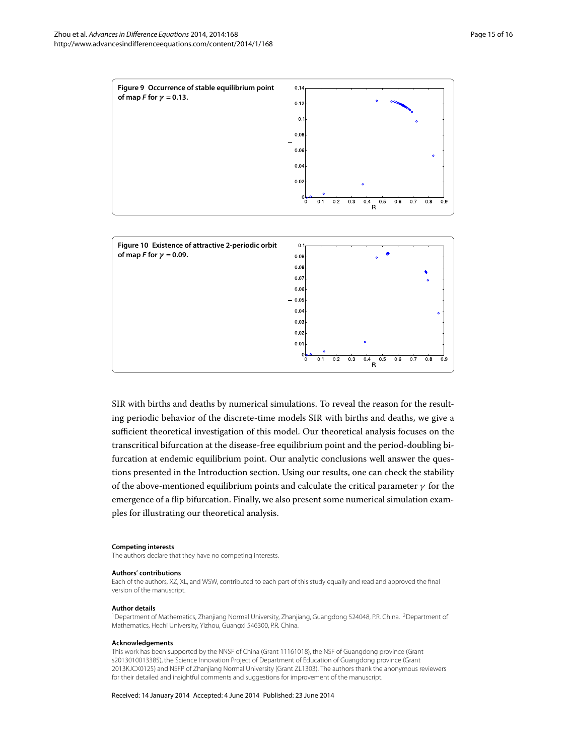**Figure 9 Occurrence of stable equilibrium point of map $F$ for $\gamma = 0.13$.**

**Figure 10 Existence of attractive 2-periodic orbit of map $F$ for $\gamma = 0.09$.**

SIR with births and deaths by numerical simulations. To reveal the reason for the resulting periodic behavior of the discrete-time models SIR with births and deaths, we give a sufficient theoretical investigation of this model. Our theoretical analysis focuses on the transcritical bifurcation at the disease-free equilibrium point and the period-doubling bifurcation at endemic equilibrium point. Our analytic conclusions well answer the questions presented in the Introduction section. Using our results, one can check the stability of the above-mentioned equilibrium points and calculate the critical parameter $\gamma$ for the emergence of a flip bifurcation. Finally, we also present some numerical simulation examples for illustrating our theoretical analysis.

#### Competing interests

The authors declare that they have no competing interests.

#### Authors' contributions

Each of the authors, XZ, XL, and WSW, contributed to each part of this study equally and read and approved the final version of the manuscript.

#### Author details

[1]Department of Mathematics, Zhanjiang Normal University, Zhanjiang, Guangdong 524048, P.R. China. [2]Department of Mathematics, Hechi University, Yizhou, Guangxi 546300, P.R. China.

#### Acknowledgements

This work has been supported by the NNSF of China (Grant 11161018), the NSF of Guangdong province (Grant s2013010013385), the Science Innovation Project of Department of Education of Guangdong province (Grant 2013KJCX0125) and NSFP of Zhanjiang Normal University (Grant ZL1303). The authors thank the anonymous reviewers for their detailed and insightful comments and suggestions for improvement of the manuscript.

Received: 14 January 2014 Accepted: 4 June 2014 Published: 23 June 2014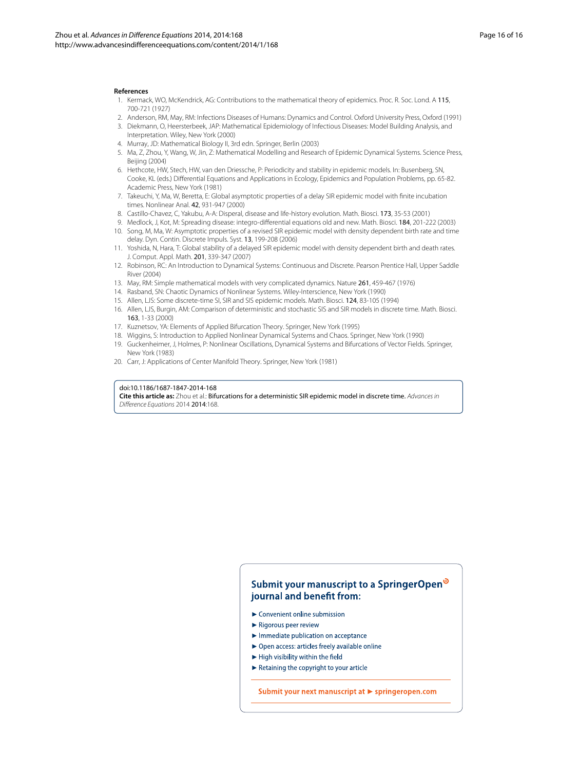### References

1. Kermack, WO, McKendrick, AG: Contributions to the mathematical theory of epidemics. Proc. R. Soc. Lond. A **115**, 700-721 (1927)
2. Anderson, RM, May, RM: Infections Diseases of Humans: Dynamics and Control. Oxford University Press, Oxford (1991)
3. Diekmann, O, Heersterbeek, JAP: Mathematical Epidemiology of Infectious Diseases: Model Building Analysis, and Interpretation. Wiley, New York (2000)
4. Murray, JD: Mathematical Biology II, 3rd edn. Springer, Berlin (2003)
5. Ma, Z, Zhou, Y, Wang, W, Jin, Z: Mathematical Modelling and Research of Epidemic Dynamical Systems. Science Press, Beijing (2004)
6. Hethcote, HW, Stech, HW, van den Driessche, P: Periodicity and stability in epidemic models. In: Busenberg, SN, Cooke, KL (eds.) Differential Equations and Applications in Ecology, Epidemics and Population Problems, pp. 65-82. Academic Press, New York (1981)
7. Takeuchi, Y, Ma, W, Beretta, E: Global asymptotic properties of a delay SIR epidemic model with finite incubation times. Nonlinear Anal. **42**, 931-947 (2000)
8. Castillo-Chavez, C, Yakubu, A-A: Disperal, disease and life-history evolution. Math. Biosci. **173**, 35-53 (2001)
9. Medlock, J, Kot, M: Spreading disease: integro-differential equations old and new. Math. Biosci. **184**, 201-222 (2003)
10. Song, M, Ma, W: Asymptotic properties of a revised SIR epidemic model with density dependent birth rate and time delay. Dyn. Contin. Discrete Impuls. Syst. **13**, 199-208 (2006)
11. Yoshida, N, Hara, T: Global stability of a delayed SIR epidemic model with density dependent birth and death rates. J. Comput. Appl. Math. **201**, 339-347 (2007)
12. Robinson, RC: An Introduction to Dynamical Systems: Continuous and Discrete. Pearson Prentice Hall, Upper Saddle River (2004)
13. May, RM: Simple mathematical models with very complicated dynamics. Nature **261**, 459-467 (1976)
14. Rasband, SN: Chaotic Dynamics of Nonlinear Systems. Wiley-Interscience, New York (1990)
15. Allen, LJS: Some discrete-time SI, SIR and SIS epidemic models. Math. Biosci. **124**, 83-105 (1994)
16. Allen, LJS, Burgin, AM: Comparison of deterministic and stochastic SIS and SIR models in discrete time. Math. Biosci. **163**, 1-33 (2000)
17. Kuznetsov, YA: Elements of Applied Bifurcation Theory. Springer, New York (1995)
18. Wiggins, S: Introduction to Applied Nonlinear Dynamical Systems and Chaos. Springer, New York (1990)
19. Guckenheimer, J, Holmes, P: Nonlinear Oscillations, Dynamical Systems and Bifurcations of Vector Fields. Springer, New York (1983)
20. Carr, J: Applications of Center Manifold Theory. Springer, New York (1981)

doi:10.1186/1687-1847-2014-168
**Cite this article as:** Zhou et al.: Bifurcations for a deterministic SIR epidemic model in discrete time. *Advances in Difference Equations* 2014 **2014**:168.

**Submit your manuscript to a SpringerOpen journal and benefit from:**

- ► Convenient online submission
- ► Rigorous peer review
- ► Immediate publication on acceptance
- ► Open access: articles freely available online
- ► High visibility within the field
- ► Retaining the copyright to your article

**Submit your next manuscript at ► springeropen.com**